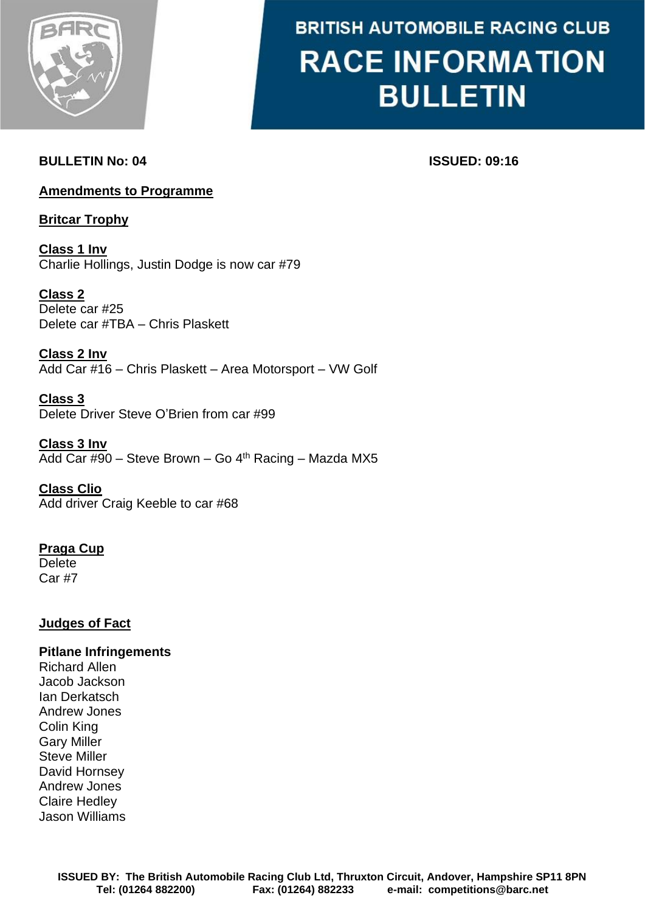# BRITISH AUTOMOBILE RACING CLUB
# RACE INFORMATION BULLETIN

**BULLETIN No: 04** **ISSUED: 09:16**

**Amendments to Programme**

**Britcar Trophy**

**Class 1 Inv**
Charlie Hollings, Justin Dodge is now car #79

**Class 2**
Delete car #25
Delete car #TBA – Chris Plaskett

**Class 2 Inv**
Add Car #16 – Chris Plaskett – Area Motorsport – VW Golf

**Class 3**
Delete Driver Steve O'Brien from car #99

**Class 3 Inv**
Add Car #90 – Steve Brown – Go 4th Racing – Mazda MX5

**Class Clio**
Add driver Craig Keeble to car #68

**Praga Cup**
Delete
Car #7

**Judges of Fact**

**Pitlane Infringements**
Richard Allen
Jacob Jackson
Ian Derkatsch
Andrew Jones
Colin King
Gary Miller
Steve Miller
David Hornsey
Andrew Jones
Claire Hedley
Jason Williams

**ISSUED BY: The British Automobile Racing Club Ltd, Thruxton Circuit, Andover, Hampshire SP11 8PN**
**Tel: (01264 882200) Fax: (01264) 882233 e-mail: competitions@barc.net**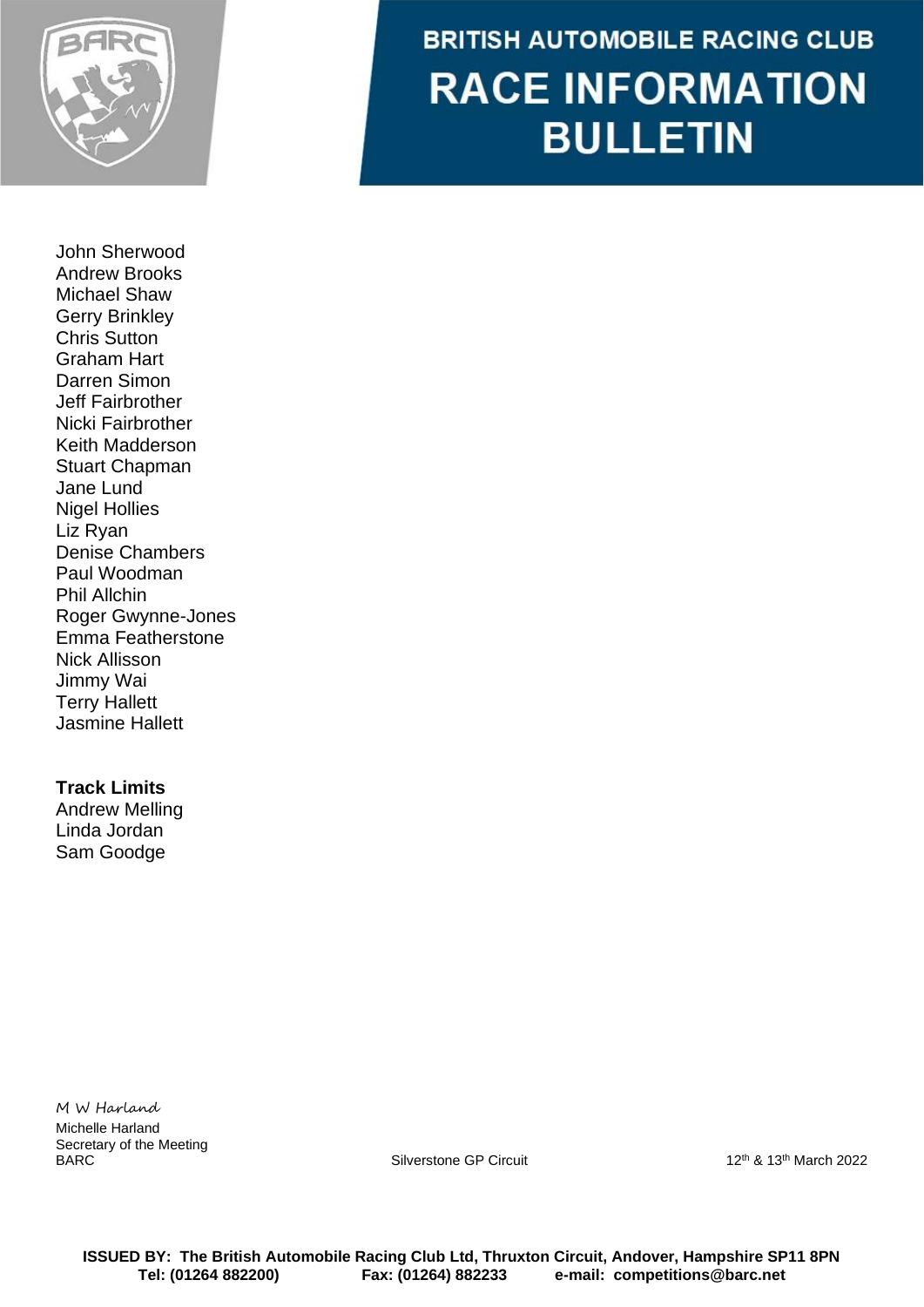# BRITISH AUTOMOBILE RACING CLUB

# RACE INFORMATION BULLETIN

John Sherwood
Andrew Brooks
Michael Shaw
Gerry Brinkley
Chris Sutton
Graham Hart
Darren Simon
Jeff Fairbrother
Nicki Fairbrother
Keith Madderson
Stuart Chapman
Jane Lund
Nigel Hollies
Liz Ryan
Denise Chambers
Paul Woodman
Phil Allchin
Roger Gwynne-Jones
Emma Featherstone
Nick Allisson
Jimmy Wai
Terry Hallett
Jasmine Hallett

**Track Limits**
Andrew Melling
Linda Jordan
Sam Goodge

*M W Harland*
Michelle Harland
Secretary of the Meeting
BARC

Silverstone GP Circuit

12th & 13th March 2022

**ISSUED BY: The British Automobile Racing Club Ltd, Thruxton Circuit, Andover, Hampshire SP11 8PN**
**Tel: (01264 882200) Fax: (01264) 882233 e-mail: competitions@barc.net**